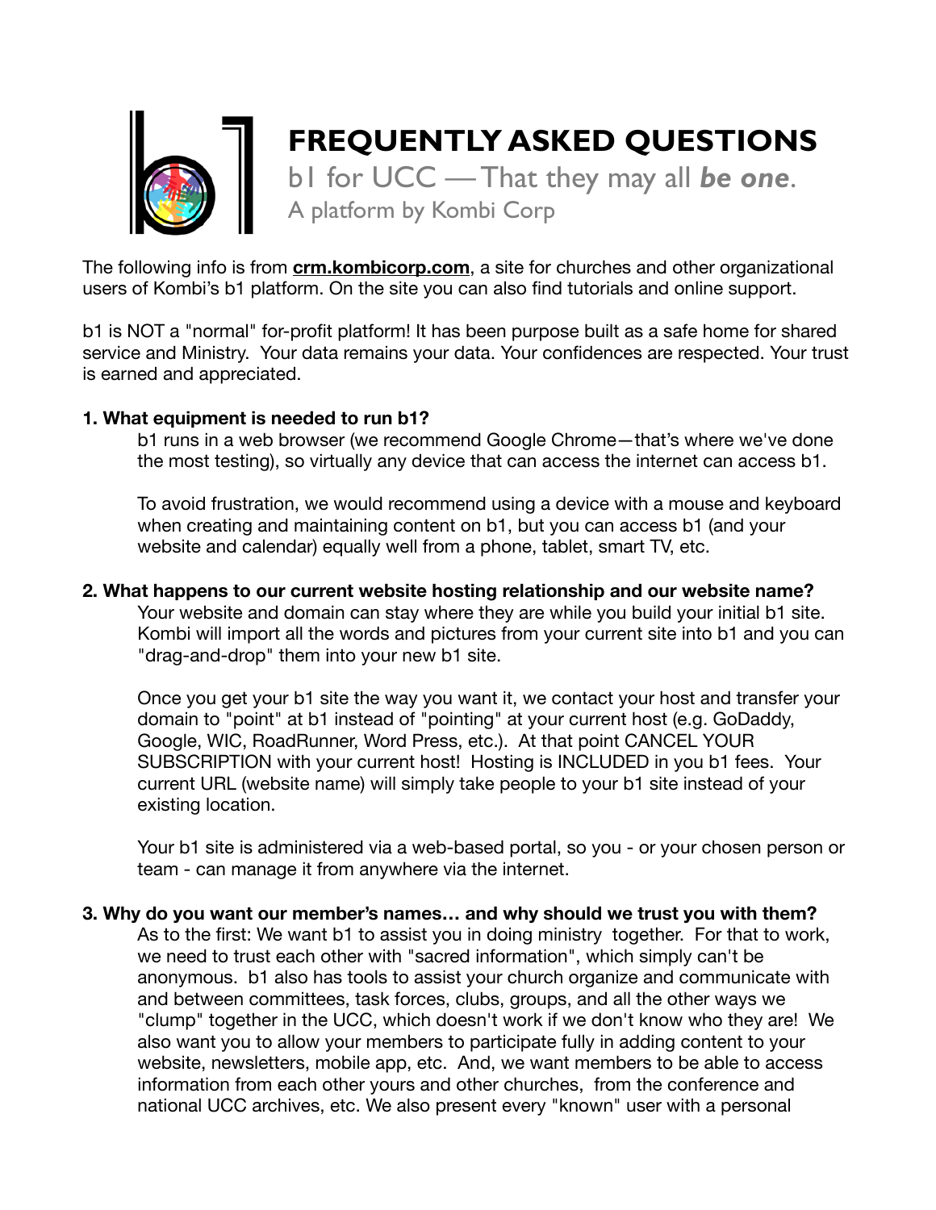# FREQUENTLY ASKED QUESTIONS

b1 for UCC — That they may all ***be one***.

A platform by Kombi Corp

The following info is from **crm.kombicorp.com**, a site for churches and other organizational users of Kombi's b1 platform. On the site you can also find tutorials and online support.

b1 is NOT a "normal" for-profit platform! It has been purpose built as a safe home for shared service and Ministry. Your data remains your data. Your confidences are respected. Your trust is earned and appreciated.

**1. What equipment is needed to run b1?**

b1 runs in a web browser (we recommend Google Chrome—that's where we've done the most testing), so virtually any device that can access the internet can access b1.

To avoid frustration, we would recommend using a device with a mouse and keyboard when creating and maintaining content on b1, but you can access b1 (and your website and calendar) equally well from a phone, tablet, smart TV, etc.

**2. What happens to our current website hosting relationship and our website name?**

Your website and domain can stay where they are while you build your initial b1 site. Kombi will import all the words and pictures from your current site into b1 and you can "drag-and-drop" them into your new b1 site.

Once you get your b1 site the way you want it, we contact your host and transfer your domain to "point" at b1 instead of "pointing" at your current host (e.g. GoDaddy, Google, WIC, RoadRunner, Word Press, etc.). At that point CANCEL YOUR SUBSCRIPTION with your current host! Hosting is INCLUDED in you b1 fees. Your current URL (website name) will simply take people to your b1 site instead of your existing location.

Your b1 site is administered via a web-based portal, so you - or your chosen person or team - can manage it from anywhere via the internet.

**3. Why do you want our member's names… and why should we trust you with them?**

As to the first: We want b1 to assist you in doing ministry together. For that to work, we need to trust each other with "sacred information", which simply can't be anonymous. b1 also has tools to assist your church organize and communicate with and between committees, task forces, clubs, groups, and all the other ways we "clump" together in the UCC, which doesn't work if we don't know who they are! We also want you to allow your members to participate fully in adding content to your website, newsletters, mobile app, etc. And, we want members to be able to access information from each other yours and other churches, from the conference and national UCC archives, etc. We also present every "known" user with a personal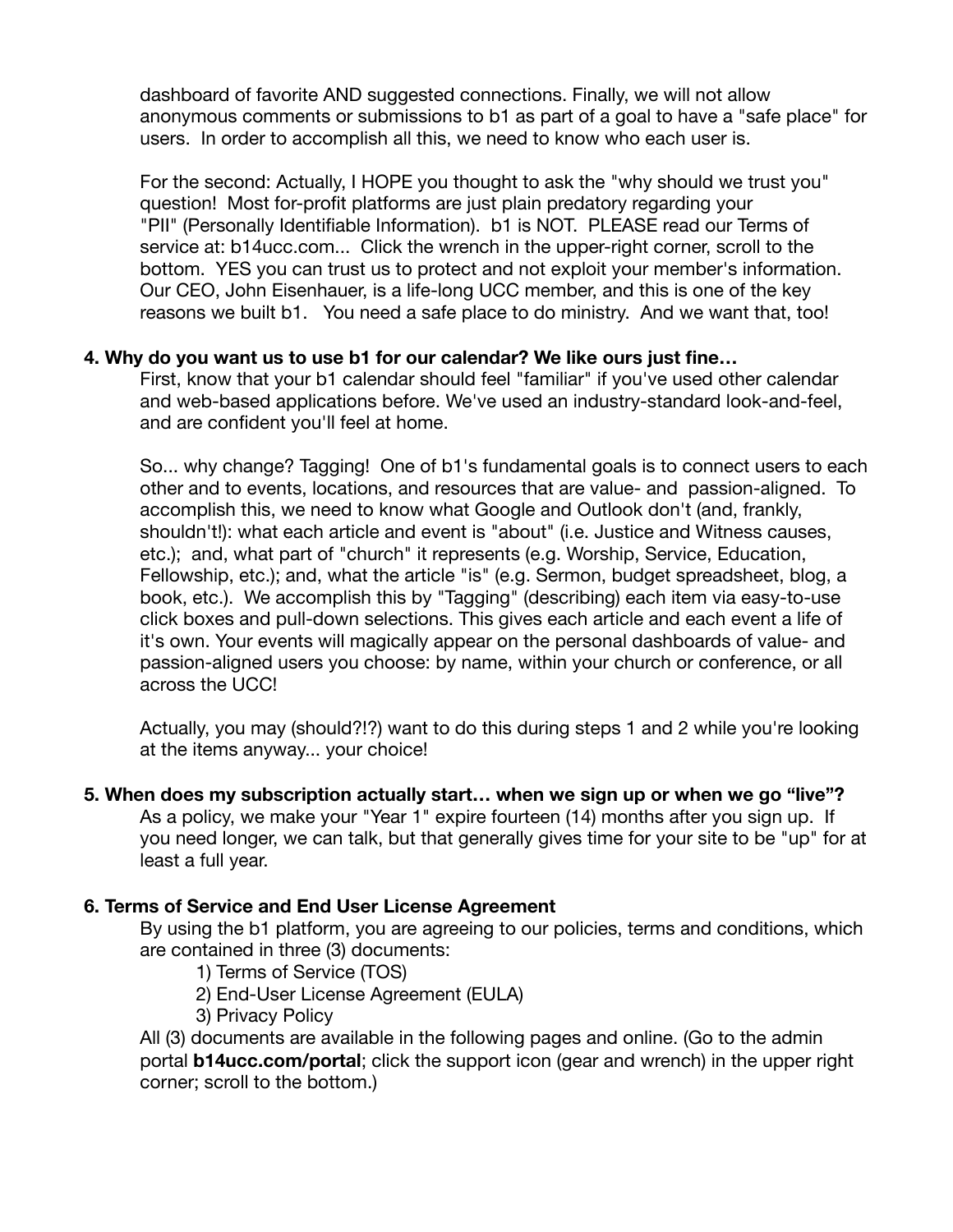dashboard of favorite AND suggested connections. Finally, we will not allow anonymous comments or submissions to b1 as part of a goal to have a "safe place" for users. In order to accomplish all this, we need to know who each user is.

For the second: Actually, I HOPE you thought to ask the "why should we trust you" question! Most for-profit platforms are just plain predatory regarding your "PII" (Personally Identifiable Information). b1 is NOT. PLEASE read our Terms of service at: b14ucc.com... Click the wrench in the upper-right corner, scroll to the bottom. YES you can trust us to protect and not exploit your member's information. Our CEO, John Eisenhauer, is a life-long UCC member, and this is one of the key reasons we built b1. You need a safe place to do ministry. And we want that, too!

**4. Why do you want us to use b1 for our calendar? We like ours just fine…**

First, know that your b1 calendar should feel "familiar" if you've used other calendar and web-based applications before. We've used an industry-standard look-and-feel, and are confident you'll feel at home.

So... why change? Tagging! One of b1's fundamental goals is to connect users to each other and to events, locations, and resources that are value- and passion-aligned. To accomplish this, we need to know what Google and Outlook don't (and, frankly, shouldn't!): what each article and event is "about" (i.e. Justice and Witness causes, etc.); and, what part of "church" it represents (e.g. Worship, Service, Education, Fellowship, etc.); and, what the article "is" (e.g. Sermon, budget spreadsheet, blog, a book, etc.). We accomplish this by "Tagging" (describing) each item via easy-to-use click boxes and pull-down selections. This gives each article and each event a life of it's own. Your events will magically appear on the personal dashboards of value- and passion-aligned users you choose: by name, within your church or conference, or all across the UCC!

Actually, you may (should?!?) want to do this during steps 1 and 2 while you're looking at the items anyway... your choice!

**5. When does my subscription actually start… when we sign up or when we go "live"?**

As a policy, we make your "Year 1" expire fourteen (14) months after you sign up. If you need longer, we can talk, but that generally gives time for your site to be "up" for at least a full year.

**6. Terms of Service and End User License Agreement**

By using the b1 platform, you are agreeing to our policies, terms and conditions, which are contained in three (3) documents:

1) Terms of Service (TOS)
2) End-User License Agreement (EULA)
3) Privacy Policy

All (3) documents are available in the following pages and online. (Go to the admin portal **b14ucc.com/portal**; click the support icon (gear and wrench) in the upper right corner; scroll to the bottom.)